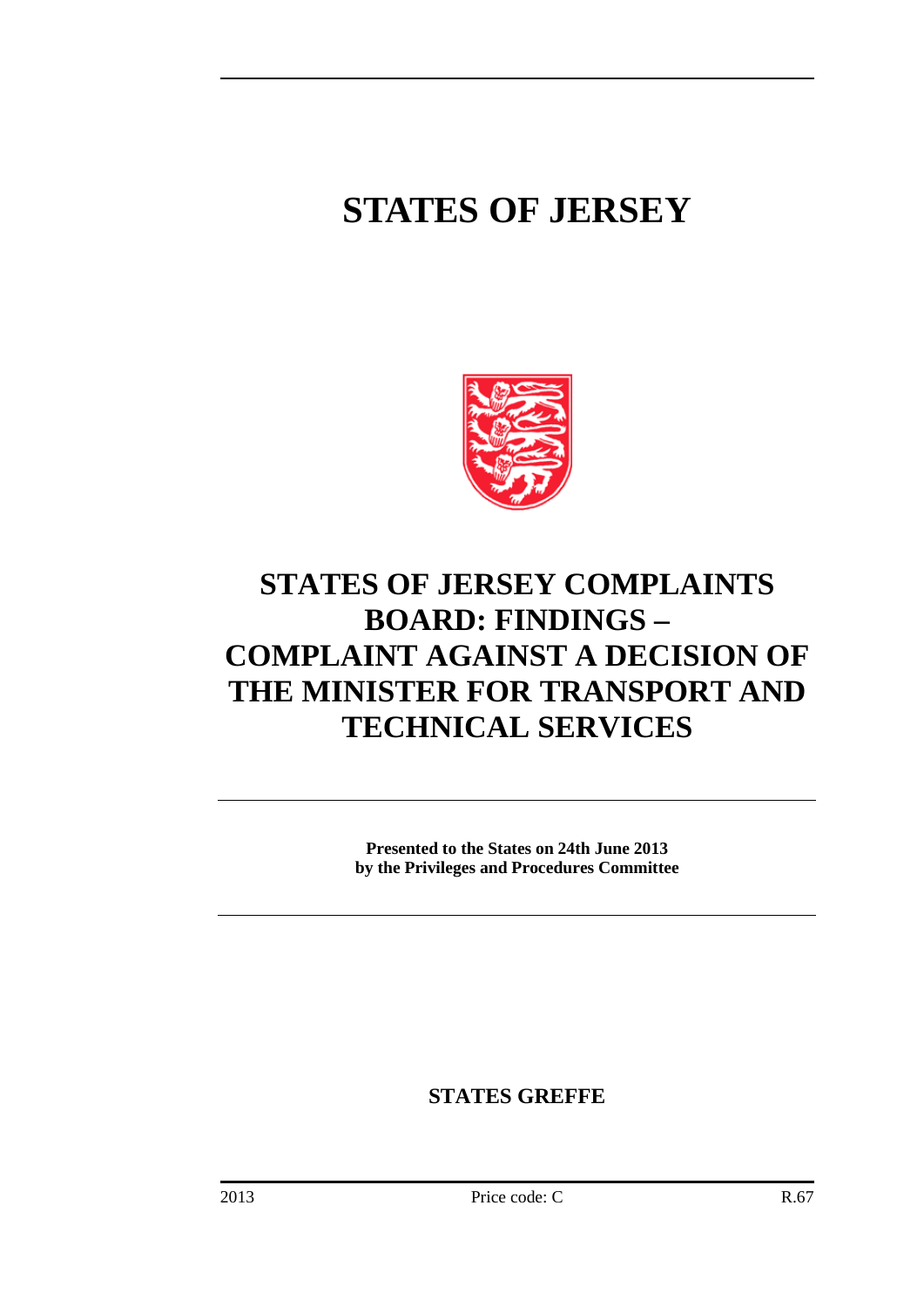# STATES OF JERSEY

# STATES OF JERSEY COMPLAINTS BOARD: FINDINGS – COMPLAINT AGAINST A DECISION OF THE MINISTER FOR TRANSPORT AND TECHNICAL SERVICES

**Presented to the States on 24th June 2013**
**by the Privileges and Procedures Committee**

**STATES GREFFE**

2013 Price code: C R.67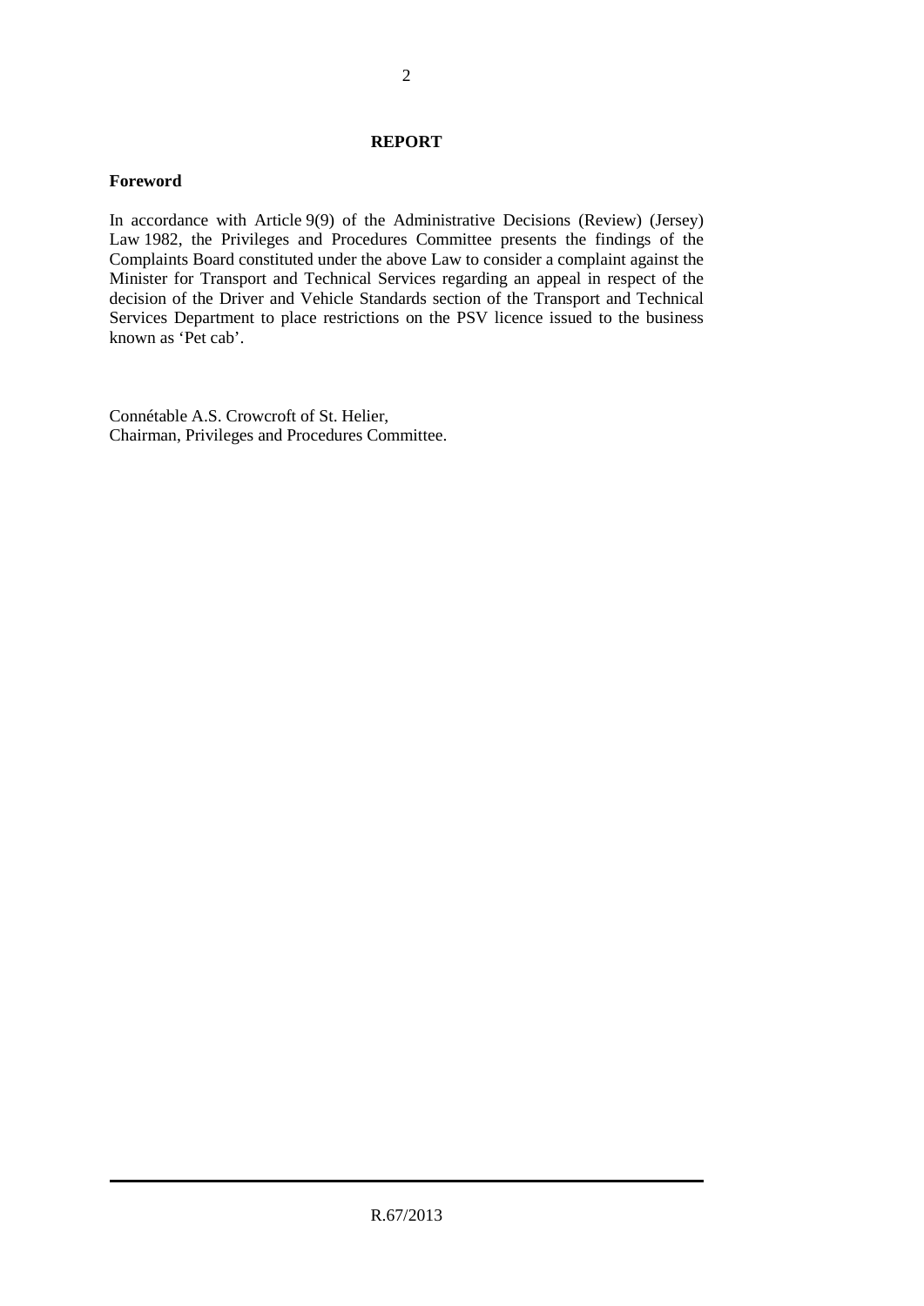**REPORT**

**Foreword**

In accordance with Article 9(9) of the Administrative Decisions (Review) (Jersey) Law 1982, the Privileges and Procedures Committee presents the findings of the Complaints Board constituted under the above Law to consider a complaint against the Minister for Transport and Technical Services regarding an appeal in respect of the decision of the Driver and Vehicle Standards section of the Transport and Technical Services Department to place restrictions on the PSV licence issued to the business known as 'Pet cab'.

Connétable A.S. Crowcroft of St. Helier,
Chairman, Privileges and Procedures Committee.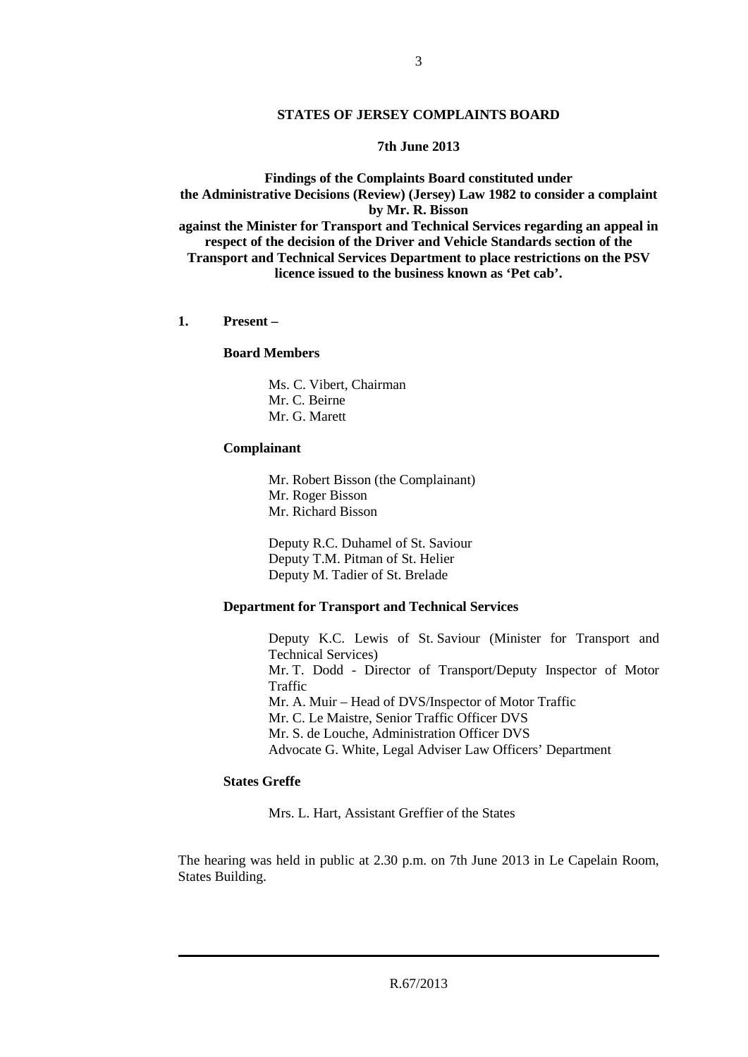**STATES OF JERSEY COMPLAINTS BOARD**

**7th June 2013**

**Findings of the Complaints Board constituted under the Administrative Decisions (Review) (Jersey) Law 1982 to consider a complaint by Mr. R. Bisson against the Minister for Transport and Technical Services regarding an appeal in respect of the decision of the Driver and Vehicle Standards section of the Transport and Technical Services Department to place restrictions on the PSV licence issued to the business known as 'Pet cab'.**

**1. Present –**

**Board Members**

Ms. C. Vibert, Chairman
Mr. C. Beirne
Mr. G. Marett

**Complainant**

Mr. Robert Bisson (the Complainant)
Mr. Roger Bisson
Mr. Richard Bisson

Deputy R.C. Duhamel of St. Saviour
Deputy T.M. Pitman of St. Helier
Deputy M. Tadier of St. Brelade

**Department for Transport and Technical Services**

Deputy K.C. Lewis of St. Saviour (Minister for Transport and Technical Services)
Mr. T. Dodd - Director of Transport/Deputy Inspector of Motor Traffic
Mr. A. Muir – Head of DVS/Inspector of Motor Traffic
Mr. C. Le Maistre, Senior Traffic Officer DVS
Mr. S. de Louche, Administration Officer DVS
Advocate G. White, Legal Adviser Law Officers' Department

**States Greffe**

Mrs. L. Hart, Assistant Greffier of the States

The hearing was held in public at 2.30 p.m. on 7th June 2013 in Le Capelain Room, States Building.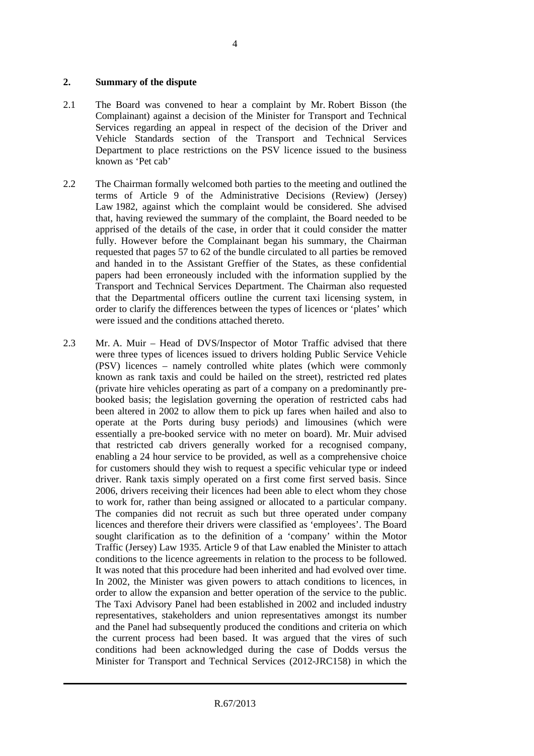## 2. Summary of the dispute

2.1 The Board was convened to hear a complaint by Mr. Robert Bisson (the Complainant) against a decision of the Minister for Transport and Technical Services regarding an appeal in respect of the decision of the Driver and Vehicle Standards section of the Transport and Technical Services Department to place restrictions on the PSV licence issued to the business known as 'Pet cab'

2.2 The Chairman formally welcomed both parties to the meeting and outlined the terms of Article 9 of the Administrative Decisions (Review) (Jersey) Law 1982, against which the complaint would be considered. She advised that, having reviewed the summary of the complaint, the Board needed to be apprised of the details of the case, in order that it could consider the matter fully. However before the Complainant began his summary, the Chairman requested that pages 57 to 62 of the bundle circulated to all parties be removed and handed in to the Assistant Greffier of the States, as these confidential papers had been erroneously included with the information supplied by the Transport and Technical Services Department. The Chairman also requested that the Departmental officers outline the current taxi licensing system, in order to clarify the differences between the types of licences or 'plates' which were issued and the conditions attached thereto.

2.3 Mr. A. Muir – Head of DVS/Inspector of Motor Traffic advised that there were three types of licences issued to drivers holding Public Service Vehicle (PSV) licences – namely controlled white plates (which were commonly known as rank taxis and could be hailed on the street), restricted red plates (private hire vehicles operating as part of a company on a predominantly pre-booked basis; the legislation governing the operation of restricted cabs had been altered in 2002 to allow them to pick up fares when hailed and also to operate at the Ports during busy periods) and limousines (which were essentially a pre-booked service with no meter on board). Mr. Muir advised that restricted cab drivers generally worked for a recognised company, enabling a 24 hour service to be provided, as well as a comprehensive choice for customers should they wish to request a specific vehicular type or indeed driver. Rank taxis simply operated on a first come first served basis. Since 2006, drivers receiving their licences had been able to elect whom they chose to work for, rather than being assigned or allocated to a particular company. The companies did not recruit as such but three operated under company licences and therefore their drivers were classified as 'employees'. The Board sought clarification as to the definition of a 'company' within the Motor Traffic (Jersey) Law 1935. Article 9 of that Law enabled the Minister to attach conditions to the licence agreements in relation to the process to be followed. It was noted that this procedure had been inherited and had evolved over time. In 2002, the Minister was given powers to attach conditions to licences, in order to allow the expansion and better operation of the service to the public. The Taxi Advisory Panel had been established in 2002 and included industry representatives, stakeholders and union representatives amongst its number and the Panel had subsequently produced the conditions and criteria on which the current process had been based. It was argued that the vires of such conditions had been acknowledged during the case of Dodds versus the Minister for Transport and Technical Services (2012-JRC158) in which the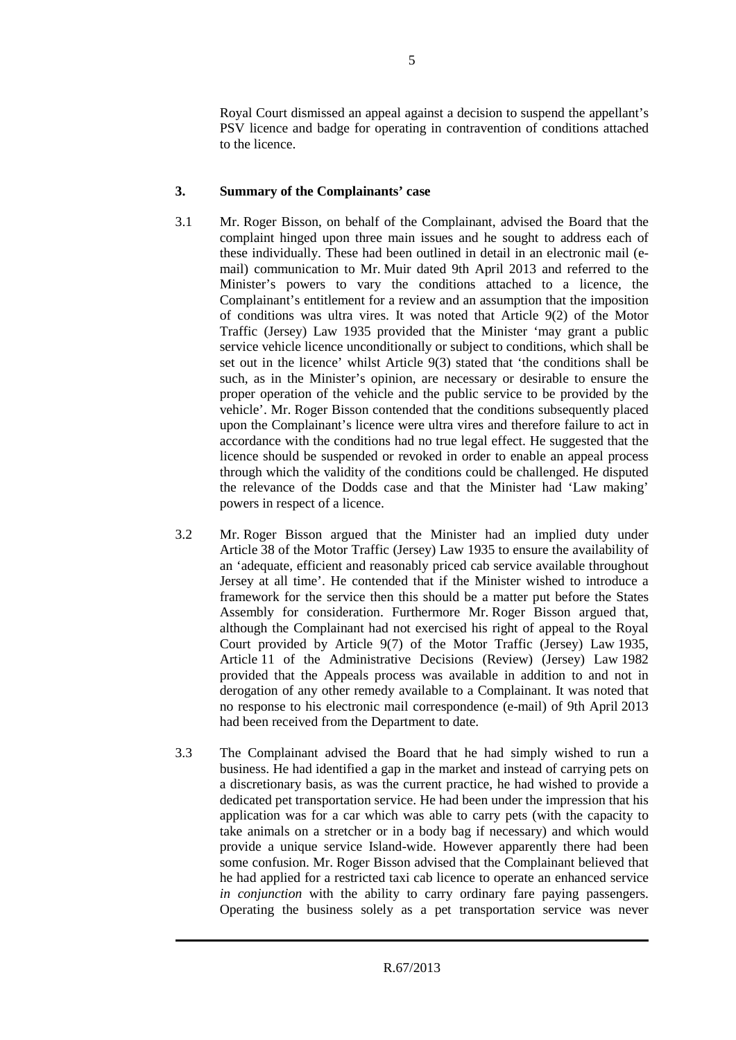Royal Court dismissed an appeal against a decision to suspend the appellant's PSV licence and badge for operating in contravention of conditions attached to the licence.

**3. Summary of the Complainants' case**

3.1 Mr. Roger Bisson, on behalf of the Complainant, advised the Board that the complaint hinged upon three main issues and he sought to address each of these individually. These had been outlined in detail in an electronic mail (e-mail) communication to Mr. Muir dated 9th April 2013 and referred to the Minister's powers to vary the conditions attached to a licence, the Complainant's entitlement for a review and an assumption that the imposition of conditions was ultra vires. It was noted that Article 9(2) of the Motor Traffic (Jersey) Law 1935 provided that the Minister 'may grant a public service vehicle licence unconditionally or subject to conditions, which shall be set out in the licence' whilst Article 9(3) stated that 'the conditions shall be such, as in the Minister's opinion, are necessary or desirable to ensure the proper operation of the vehicle and the public service to be provided by the vehicle'. Mr. Roger Bisson contended that the conditions subsequently placed upon the Complainant's licence were ultra vires and therefore failure to act in accordance with the conditions had no true legal effect. He suggested that the licence should be suspended or revoked in order to enable an appeal process through which the validity of the conditions could be challenged. He disputed the relevance of the Dodds case and that the Minister had 'Law making' powers in respect of a licence.

3.2 Mr. Roger Bisson argued that the Minister had an implied duty under Article 38 of the Motor Traffic (Jersey) Law 1935 to ensure the availability of an 'adequate, efficient and reasonably priced cab service available throughout Jersey at all time'. He contended that if the Minister wished to introduce a framework for the service then this should be a matter put before the States Assembly for consideration. Furthermore Mr. Roger Bisson argued that, although the Complainant had not exercised his right of appeal to the Royal Court provided by Article 9(7) of the Motor Traffic (Jersey) Law 1935, Article 11 of the Administrative Decisions (Review) (Jersey) Law 1982 provided that the Appeals process was available in addition to and not in derogation of any other remedy available to a Complainant. It was noted that no response to his electronic mail correspondence (e-mail) of 9th April 2013 had been received from the Department to date.

3.3 The Complainant advised the Board that he had simply wished to run a business. He had identified a gap in the market and instead of carrying pets on a discretionary basis, as was the current practice, he had wished to provide a dedicated pet transportation service. He had been under the impression that his application was for a car which was able to carry pets (with the capacity to take animals on a stretcher or in a body bag if necessary) and which would provide a unique service Island-wide. However apparently there had been some confusion. Mr. Roger Bisson advised that the Complainant believed that he had applied for a restricted taxi cab licence to operate an enhanced service *in conjunction* with the ability to carry ordinary fare paying passengers. Operating the business solely as a pet transportation service was never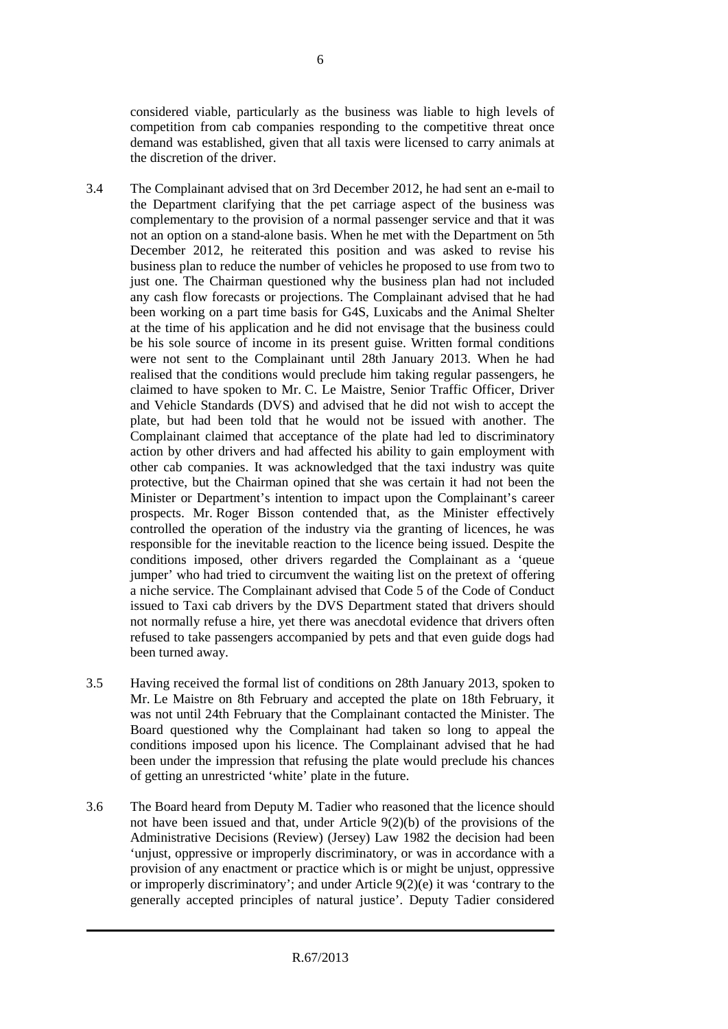considered viable, particularly as the business was liable to high levels of competition from cab companies responding to the competitive threat once demand was established, given that all taxis were licensed to carry animals at the discretion of the driver.

3.4 The Complainant advised that on 3rd December 2012, he had sent an e-mail to the Department clarifying that the pet carriage aspect of the business was complementary to the provision of a normal passenger service and that it was not an option on a stand-alone basis. When he met with the Department on 5th December 2012, he reiterated this position and was asked to revise his business plan to reduce the number of vehicles he proposed to use from two to just one. The Chairman questioned why the business plan had not included any cash flow forecasts or projections. The Complainant advised that he had been working on a part time basis for G4S, Luxicabs and the Animal Shelter at the time of his application and he did not envisage that the business could be his sole source of income in its present guise. Written formal conditions were not sent to the Complainant until 28th January 2013. When he had realised that the conditions would preclude him taking regular passengers, he claimed to have spoken to Mr. C. Le Maistre, Senior Traffic Officer, Driver and Vehicle Standards (DVS) and advised that he did not wish to accept the plate, but had been told that he would not be issued with another. The Complainant claimed that acceptance of the plate had led to discriminatory action by other drivers and had affected his ability to gain employment with other cab companies. It was acknowledged that the taxi industry was quite protective, but the Chairman opined that she was certain it had not been the Minister or Department's intention to impact upon the Complainant's career prospects. Mr. Roger Bisson contended that, as the Minister effectively controlled the operation of the industry via the granting of licences, he was responsible for the inevitable reaction to the licence being issued. Despite the conditions imposed, other drivers regarded the Complainant as a 'queue jumper' who had tried to circumvent the waiting list on the pretext of offering a niche service. The Complainant advised that Code 5 of the Code of Conduct issued to Taxi cab drivers by the DVS Department stated that drivers should not normally refuse a hire, yet there was anecdotal evidence that drivers often refused to take passengers accompanied by pets and that even guide dogs had been turned away.

3.5 Having received the formal list of conditions on 28th January 2013, spoken to Mr. Le Maistre on 8th February and accepted the plate on 18th February, it was not until 24th February that the Complainant contacted the Minister. The Board questioned why the Complainant had taken so long to appeal the conditions imposed upon his licence. The Complainant advised that he had been under the impression that refusing the plate would preclude his chances of getting an unrestricted 'white' plate in the future.

3.6 The Board heard from Deputy M. Tadier who reasoned that the licence should not have been issued and that, under Article 9(2)(b) of the provisions of the Administrative Decisions (Review) (Jersey) Law 1982 the decision had been 'unjust, oppressive or improperly discriminatory, or was in accordance with a provision of any enactment or practice which is or might be unjust, oppressive or improperly discriminatory'; and under Article 9(2)(e) it was 'contrary to the generally accepted principles of natural justice'. Deputy Tadier considered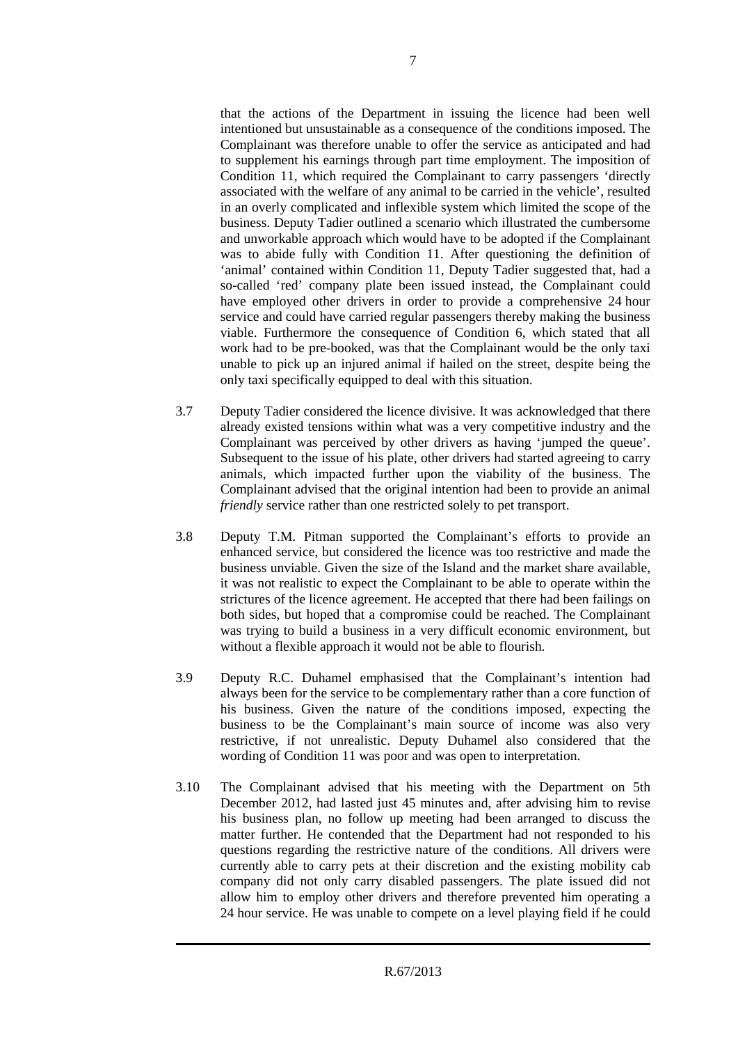that the actions of the Department in issuing the licence had been well intentioned but unsustainable as a consequence of the conditions imposed. The Complainant was therefore unable to offer the service as anticipated and had to supplement his earnings through part time employment. The imposition of Condition 11, which required the Complainant to carry passengers 'directly associated with the welfare of any animal to be carried in the vehicle', resulted in an overly complicated and inflexible system which limited the scope of the business. Deputy Tadier outlined a scenario which illustrated the cumbersome and unworkable approach which would have to be adopted if the Complainant was to abide fully with Condition 11. After questioning the definition of 'animal' contained within Condition 11, Deputy Tadier suggested that, had a so-called 'red' company plate been issued instead, the Complainant could have employed other drivers in order to provide a comprehensive 24 hour service and could have carried regular passengers thereby making the business viable. Furthermore the consequence of Condition 6, which stated that all work had to be pre-booked, was that the Complainant would be the only taxi unable to pick up an injured animal if hailed on the street, despite being the only taxi specifically equipped to deal with this situation.

3.7 Deputy Tadier considered the licence divisive. It was acknowledged that there already existed tensions within what was a very competitive industry and the Complainant was perceived by other drivers as having 'jumped the queue'. Subsequent to the issue of his plate, other drivers had started agreeing to carry animals, which impacted further upon the viability of the business. The Complainant advised that the original intention had been to provide an animal *friendly* service rather than one restricted solely to pet transport.

3.8 Deputy T.M. Pitman supported the Complainant's efforts to provide an enhanced service, but considered the licence was too restrictive and made the business unviable. Given the size of the Island and the market share available, it was not realistic to expect the Complainant to be able to operate within the strictures of the licence agreement. He accepted that there had been failings on both sides, but hoped that a compromise could be reached. The Complainant was trying to build a business in a very difficult economic environment, but without a flexible approach it would not be able to flourish.

3.9 Deputy R.C. Duhamel emphasised that the Complainant's intention had always been for the service to be complementary rather than a core function of his business. Given the nature of the conditions imposed, expecting the business to be the Complainant's main source of income was also very restrictive, if not unrealistic. Deputy Duhamel also considered that the wording of Condition 11 was poor and was open to interpretation.

3.10 The Complainant advised that his meeting with the Department on 5th December 2012, had lasted just 45 minutes and, after advising him to revise his business plan, no follow up meeting had been arranged to discuss the matter further. He contended that the Department had not responded to his questions regarding the restrictive nature of the conditions. All drivers were currently able to carry pets at their discretion and the existing mobility cab company did not only carry disabled passengers. The plate issued did not allow him to employ other drivers and therefore prevented him operating a 24 hour service. He was unable to compete on a level playing field if he could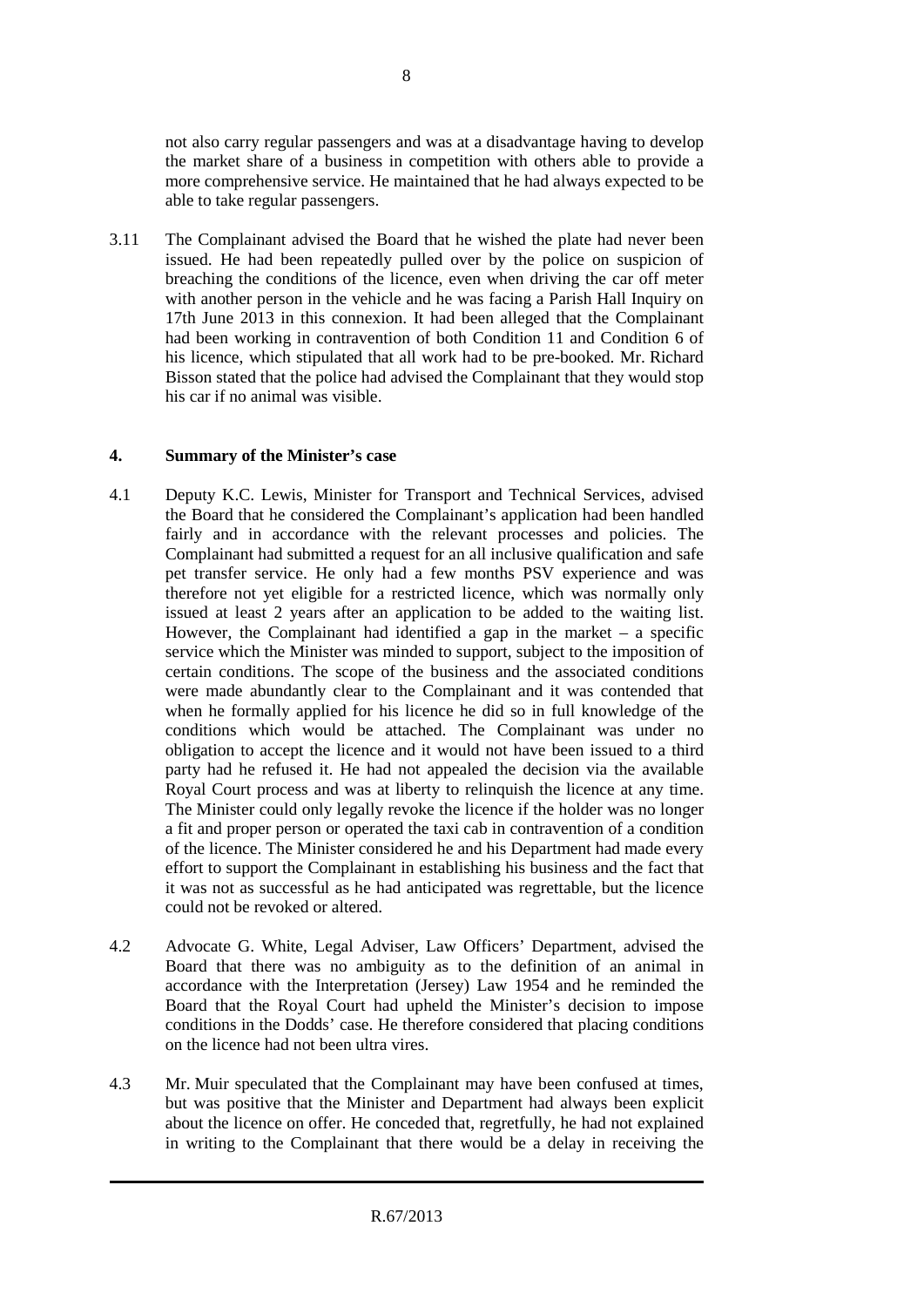not also carry regular passengers and was at a disadvantage having to develop the market share of a business in competition with others able to provide a more comprehensive service. He maintained that he had always expected to be able to take regular passengers.

3.11 The Complainant advised the Board that he wished the plate had never been issued. He had been repeatedly pulled over by the police on suspicion of breaching the conditions of the licence, even when driving the car off meter with another person in the vehicle and he was facing a Parish Hall Inquiry on 17th June 2013 in this connexion. It had been alleged that the Complainant had been working in contravention of both Condition 11 and Condition 6 of his licence, which stipulated that all work had to be pre-booked. Mr. Richard Bisson stated that the police had advised the Complainant that they would stop his car if no animal was visible.

## 4. Summary of the Minister's case

4.1 Deputy K.C. Lewis, Minister for Transport and Technical Services, advised the Board that he considered the Complainant's application had been handled fairly and in accordance with the relevant processes and policies. The Complainant had submitted a request for an all inclusive qualification and safe pet transfer service. He only had a few months PSV experience and was therefore not yet eligible for a restricted licence, which was normally only issued at least 2 years after an application to be added to the waiting list. However, the Complainant had identified a gap in the market – a specific service which the Minister was minded to support, subject to the imposition of certain conditions. The scope of the business and the associated conditions were made abundantly clear to the Complainant and it was contended that when he formally applied for his licence he did so in full knowledge of the conditions which would be attached. The Complainant was under no obligation to accept the licence and it would not have been issued to a third party had he refused it. He had not appealed the decision via the available Royal Court process and was at liberty to relinquish the licence at any time. The Minister could only legally revoke the licence if the holder was no longer a fit and proper person or operated the taxi cab in contravention of a condition of the licence. The Minister considered he and his Department had made every effort to support the Complainant in establishing his business and the fact that it was not as successful as he had anticipated was regrettable, but the licence could not be revoked or altered.

4.2 Advocate G. White, Legal Adviser, Law Officers' Department, advised the Board that there was no ambiguity as to the definition of an animal in accordance with the Interpretation (Jersey) Law 1954 and he reminded the Board that the Royal Court had upheld the Minister's decision to impose conditions in the Dodds' case. He therefore considered that placing conditions on the licence had not been ultra vires.

4.3 Mr. Muir speculated that the Complainant may have been confused at times, but was positive that the Minister and Department had always been explicit about the licence on offer. He conceded that, regretfully, he had not explained in writing to the Complainant that there would be a delay in receiving the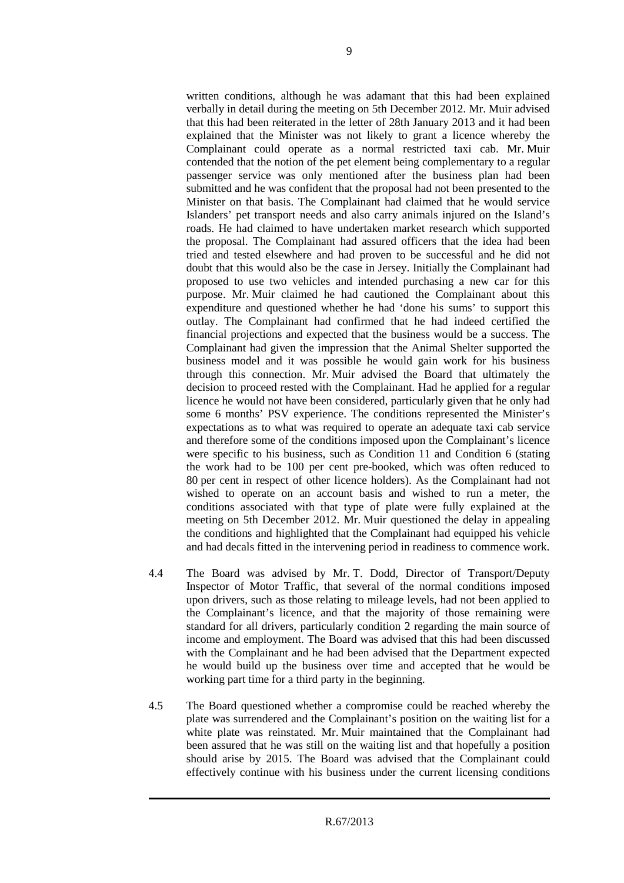written conditions, although he was adamant that this had been explained verbally in detail during the meeting on 5th December 2012. Mr. Muir advised that this had been reiterated in the letter of 28th January 2013 and it had been explained that the Minister was not likely to grant a licence whereby the Complainant could operate as a normal restricted taxi cab. Mr. Muir contended that the notion of the pet element being complementary to a regular passenger service was only mentioned after the business plan had been submitted and he was confident that the proposal had not been presented to the Minister on that basis. The Complainant had claimed that he would service Islanders' pet transport needs and also carry animals injured on the Island's roads. He had claimed to have undertaken market research which supported the proposal. The Complainant had assured officers that the idea had been tried and tested elsewhere and had proven to be successful and he did not doubt that this would also be the case in Jersey. Initially the Complainant had proposed to use two vehicles and intended purchasing a new car for this purpose. Mr. Muir claimed he had cautioned the Complainant about this expenditure and questioned whether he had 'done his sums' to support this outlay. The Complainant had confirmed that he had indeed certified the financial projections and expected that the business would be a success. The Complainant had given the impression that the Animal Shelter supported the business model and it was possible he would gain work for his business through this connection. Mr. Muir advised the Board that ultimately the decision to proceed rested with the Complainant. Had he applied for a regular licence he would not have been considered, particularly given that he only had some 6 months' PSV experience. The conditions represented the Minister's expectations as to what was required to operate an adequate taxi cab service and therefore some of the conditions imposed upon the Complainant's licence were specific to his business, such as Condition 11 and Condition 6 (stating the work had to be 100 per cent pre-booked, which was often reduced to 80 per cent in respect of other licence holders). As the Complainant had not wished to operate on an account basis and wished to run a meter, the conditions associated with that type of plate were fully explained at the meeting on 5th December 2012. Mr. Muir questioned the delay in appealing the conditions and highlighted that the Complainant had equipped his vehicle and had decals fitted in the intervening period in readiness to commence work.

4.4 The Board was advised by Mr. T. Dodd, Director of Transport/Deputy Inspector of Motor Traffic, that several of the normal conditions imposed upon drivers, such as those relating to mileage levels, had not been applied to the Complainant's licence, and that the majority of those remaining were standard for all drivers, particularly condition 2 regarding the main source of income and employment. The Board was advised that this had been discussed with the Complainant and he had been advised that the Department expected he would build up the business over time and accepted that he would be working part time for a third party in the beginning.

4.5 The Board questioned whether a compromise could be reached whereby the plate was surrendered and the Complainant's position on the waiting list for a white plate was reinstated. Mr. Muir maintained that the Complainant had been assured that he was still on the waiting list and that hopefully a position should arise by 2015. The Board was advised that the Complainant could effectively continue with his business under the current licensing conditions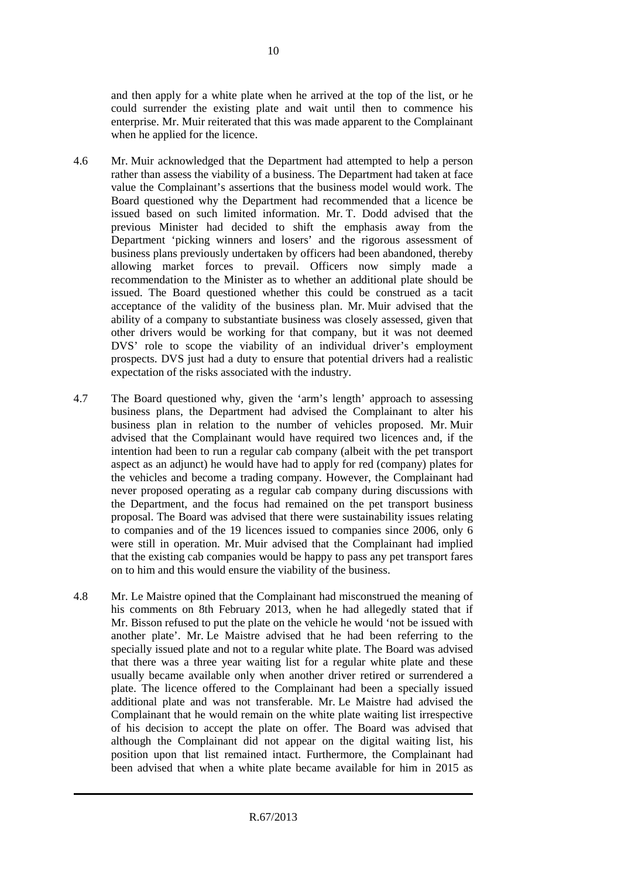and then apply for a white plate when he arrived at the top of the list, or he could surrender the existing plate and wait until then to commence his enterprise. Mr. Muir reiterated that this was made apparent to the Complainant when he applied for the licence.

4.6 Mr. Muir acknowledged that the Department had attempted to help a person rather than assess the viability of a business. The Department had taken at face value the Complainant's assertions that the business model would work. The Board questioned why the Department had recommended that a licence be issued based on such limited information. Mr. T. Dodd advised that the previous Minister had decided to shift the emphasis away from the Department 'picking winners and losers' and the rigorous assessment of business plans previously undertaken by officers had been abandoned, thereby allowing market forces to prevail. Officers now simply made a recommendation to the Minister as to whether an additional plate should be issued. The Board questioned whether this could be construed as a tacit acceptance of the validity of the business plan. Mr. Muir advised that the ability of a company to substantiate business was closely assessed, given that other drivers would be working for that company, but it was not deemed DVS' role to scope the viability of an individual driver's employment prospects. DVS just had a duty to ensure that potential drivers had a realistic expectation of the risks associated with the industry.

4.7 The Board questioned why, given the 'arm's length' approach to assessing business plans, the Department had advised the Complainant to alter his business plan in relation to the number of vehicles proposed. Mr. Muir advised that the Complainant would have required two licences and, if the intention had been to run a regular cab company (albeit with the pet transport aspect as an adjunct) he would have had to apply for red (company) plates for the vehicles and become a trading company. However, the Complainant had never proposed operating as a regular cab company during discussions with the Department, and the focus had remained on the pet transport business proposal. The Board was advised that there were sustainability issues relating to companies and of the 19 licences issued to companies since 2006, only 6 were still in operation. Mr. Muir advised that the Complainant had implied that the existing cab companies would be happy to pass any pet transport fares on to him and this would ensure the viability of the business.

4.8 Mr. Le Maistre opined that the Complainant had misconstrued the meaning of his comments on 8th February 2013, when he had allegedly stated that if Mr. Bisson refused to put the plate on the vehicle he would 'not be issued with another plate'. Mr. Le Maistre advised that he had been referring to the specially issued plate and not to a regular white plate. The Board was advised that there was a three year waiting list for a regular white plate and these usually became available only when another driver retired or surrendered a plate. The licence offered to the Complainant had been a specially issued additional plate and was not transferable. Mr. Le Maistre had advised the Complainant that he would remain on the white plate waiting list irrespective of his decision to accept the plate on offer. The Board was advised that although the Complainant did not appear on the digital waiting list, his position upon that list remained intact. Furthermore, the Complainant had been advised that when a white plate became available for him in 2015 as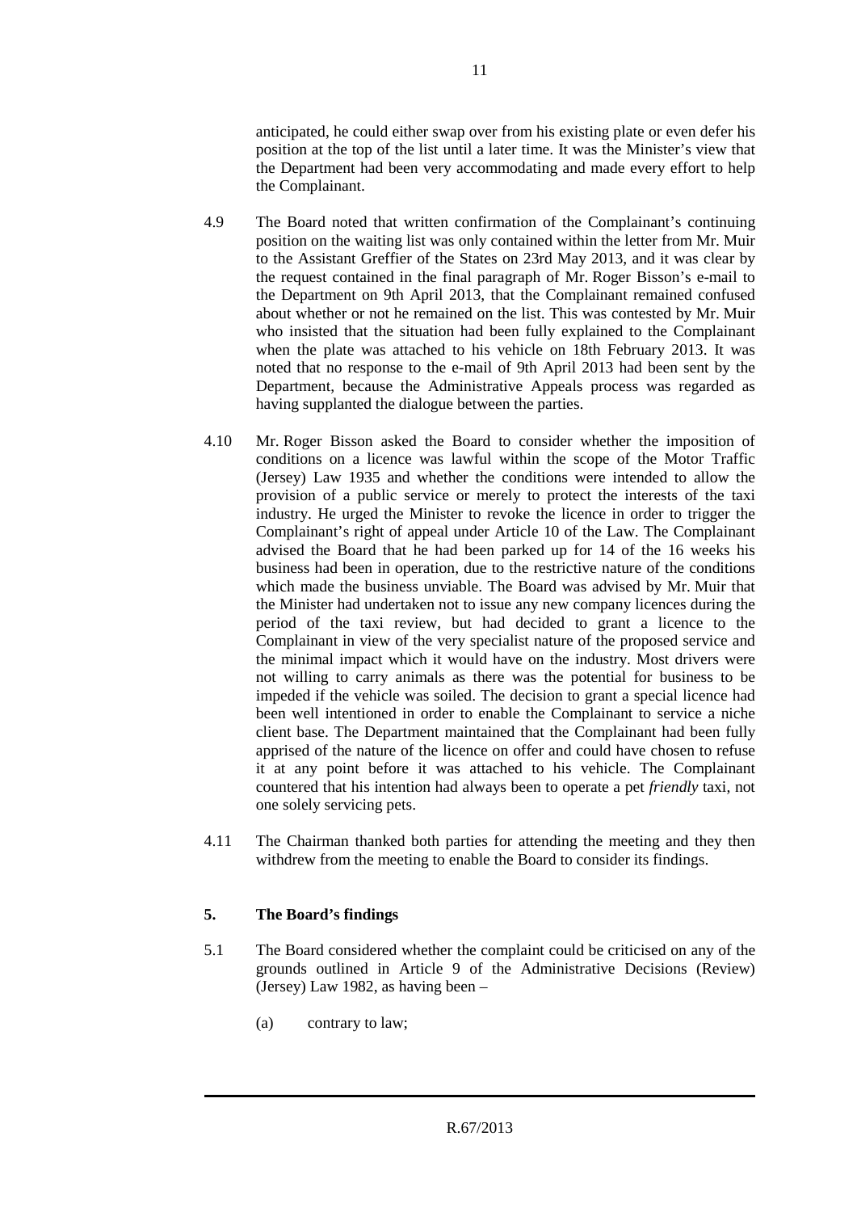anticipated, he could either swap over from his existing plate or even defer his position at the top of the list until a later time. It was the Minister's view that the Department had been very accommodating and made every effort to help the Complainant.

4.9 The Board noted that written confirmation of the Complainant's continuing position on the waiting list was only contained within the letter from Mr. Muir to the Assistant Greffier of the States on 23rd May 2013, and it was clear by the request contained in the final paragraph of Mr. Roger Bisson's e-mail to the Department on 9th April 2013, that the Complainant remained confused about whether or not he remained on the list. This was contested by Mr. Muir who insisted that the situation had been fully explained to the Complainant when the plate was attached to his vehicle on 18th February 2013. It was noted that no response to the e-mail of 9th April 2013 had been sent by the Department, because the Administrative Appeals process was regarded as having supplanted the dialogue between the parties.

4.10 Mr. Roger Bisson asked the Board to consider whether the imposition of conditions on a licence was lawful within the scope of the Motor Traffic (Jersey) Law 1935 and whether the conditions were intended to allow the provision of a public service or merely to protect the interests of the taxi industry. He urged the Minister to revoke the licence in order to trigger the Complainant's right of appeal under Article 10 of the Law. The Complainant advised the Board that he had been parked up for 14 of the 16 weeks his business had been in operation, due to the restrictive nature of the conditions which made the business unviable. The Board was advised by Mr. Muir that the Minister had undertaken not to issue any new company licences during the period of the taxi review, but had decided to grant a licence to the Complainant in view of the very specialist nature of the proposed service and the minimal impact which it would have on the industry. Most drivers were not willing to carry animals as there was the potential for business to be impeded if the vehicle was soiled. The decision to grant a special licence had been well intentioned in order to enable the Complainant to service a niche client base. The Department maintained that the Complainant had been fully apprised of the nature of the licence on offer and could have chosen to refuse it at any point before it was attached to his vehicle. The Complainant countered that his intention had always been to operate a pet *friendly* taxi, not one solely servicing pets.

4.11 The Chairman thanked both parties for attending the meeting and they then withdrew from the meeting to enable the Board to consider its findings.

## 5. The Board's findings

5.1 The Board considered whether the complaint could be criticised on any of the grounds outlined in Article 9 of the Administrative Decisions (Review) (Jersey) Law 1982, as having been –

(a) contrary to law;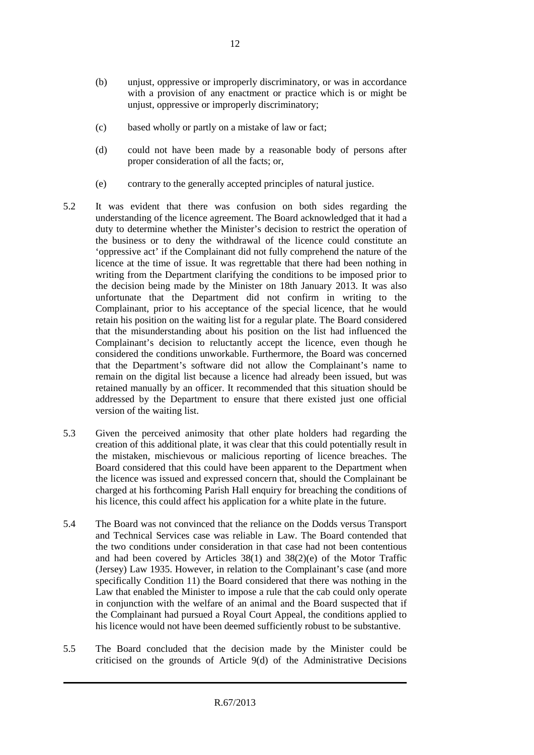(b) unjust, oppressive or improperly discriminatory, or was in accordance with a provision of any enactment or practice which is or might be unjust, oppressive or improperly discriminatory;

(c) based wholly or partly on a mistake of law or fact;

(d) could not have been made by a reasonable body of persons after proper consideration of all the facts; or,

(e) contrary to the generally accepted principles of natural justice.

5.2 It was evident that there was confusion on both sides regarding the understanding of the licence agreement. The Board acknowledged that it had a duty to determine whether the Minister's decision to restrict the operation of the business or to deny the withdrawal of the licence could constitute an 'oppressive act' if the Complainant did not fully comprehend the nature of the licence at the time of issue. It was regrettable that there had been nothing in writing from the Department clarifying the conditions to be imposed prior to the decision being made by the Minister on 18th January 2013. It was also unfortunate that the Department did not confirm in writing to the Complainant, prior to his acceptance of the special licence, that he would retain his position on the waiting list for a regular plate. The Board considered that the misunderstanding about his position on the list had influenced the Complainant's decision to reluctantly accept the licence, even though he considered the conditions unworkable. Furthermore, the Board was concerned that the Department's software did not allow the Complainant's name to remain on the digital list because a licence had already been issued, but was retained manually by an officer. It recommended that this situation should be addressed by the Department to ensure that there existed just one official version of the waiting list.

5.3 Given the perceived animosity that other plate holders had regarding the creation of this additional plate, it was clear that this could potentially result in the mistaken, mischievous or malicious reporting of licence breaches. The Board considered that this could have been apparent to the Department when the licence was issued and expressed concern that, should the Complainant be charged at his forthcoming Parish Hall enquiry for breaching the conditions of his licence, this could affect his application for a white plate in the future.

5.4 The Board was not convinced that the reliance on the Dodds versus Transport and Technical Services case was reliable in Law. The Board contended that the two conditions under consideration in that case had not been contentious and had been covered by Articles 38(1) and 38(2)(e) of the Motor Traffic (Jersey) Law 1935. However, in relation to the Complainant's case (and more specifically Condition 11) the Board considered that there was nothing in the Law that enabled the Minister to impose a rule that the cab could only operate in conjunction with the welfare of an animal and the Board suspected that if the Complainant had pursued a Royal Court Appeal, the conditions applied to his licence would not have been deemed sufficiently robust to be substantive.

5.5 The Board concluded that the decision made by the Minister could be criticised on the grounds of Article 9(d) of the Administrative Decisions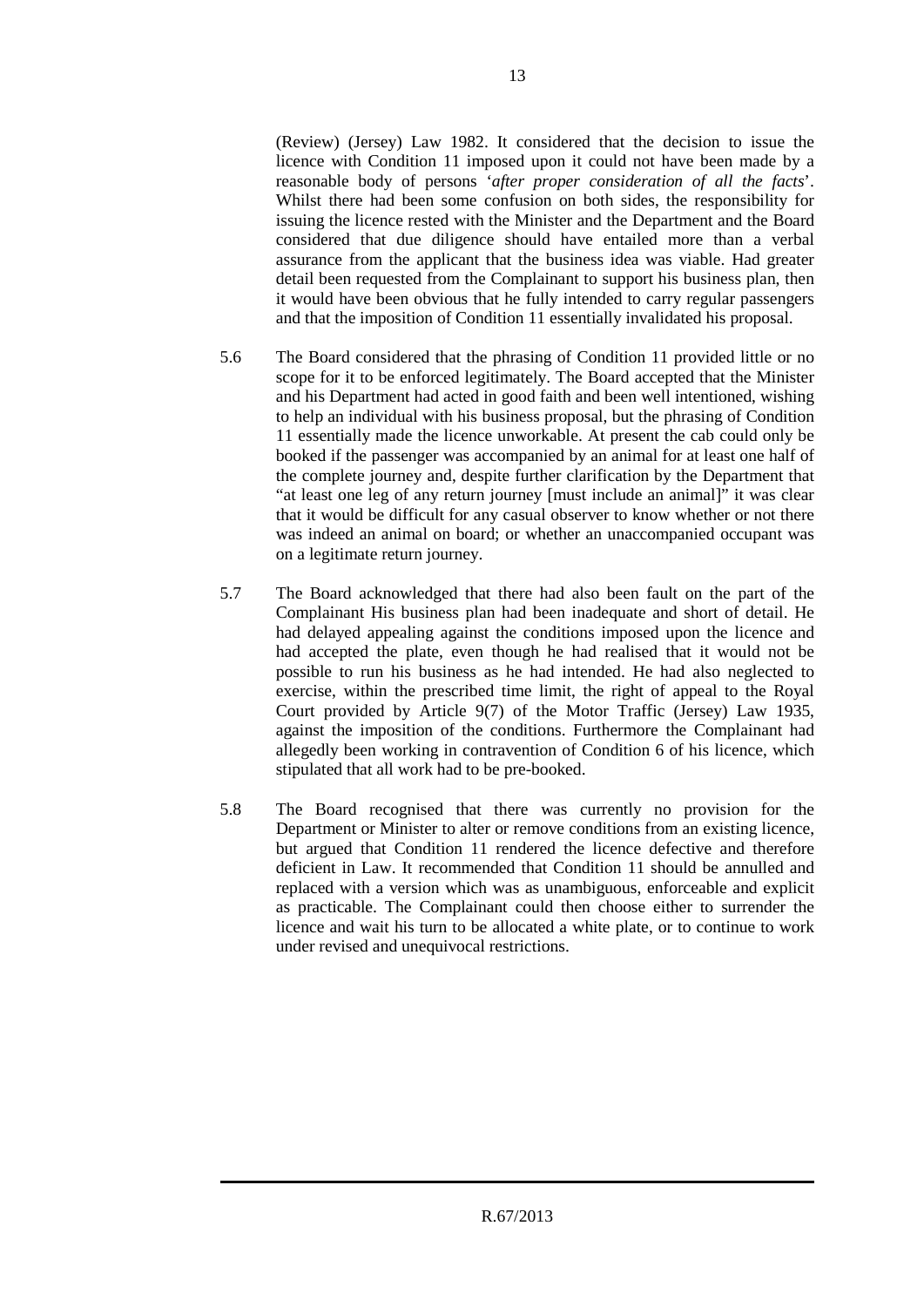(Review) (Jersey) Law 1982. It considered that the decision to issue the licence with Condition 11 imposed upon it could not have been made by a reasonable body of persons '*after proper consideration of all the facts*'. Whilst there had been some confusion on both sides, the responsibility for issuing the licence rested with the Minister and the Department and the Board considered that due diligence should have entailed more than a verbal assurance from the applicant that the business idea was viable. Had greater detail been requested from the Complainant to support his business plan, then it would have been obvious that he fully intended to carry regular passengers and that the imposition of Condition 11 essentially invalidated his proposal.

5.6 The Board considered that the phrasing of Condition 11 provided little or no scope for it to be enforced legitimately. The Board accepted that the Minister and his Department had acted in good faith and been well intentioned, wishing to help an individual with his business proposal, but the phrasing of Condition 11 essentially made the licence unworkable. At present the cab could only be booked if the passenger was accompanied by an animal for at least one half of the complete journey and, despite further clarification by the Department that "at least one leg of any return journey [must include an animal]" it was clear that it would be difficult for any casual observer to know whether or not there was indeed an animal on board; or whether an unaccompanied occupant was on a legitimate return journey.

5.7 The Board acknowledged that there had also been fault on the part of the Complainant His business plan had been inadequate and short of detail. He had delayed appealing against the conditions imposed upon the licence and had accepted the plate, even though he had realised that it would not be possible to run his business as he had intended. He had also neglected to exercise, within the prescribed time limit, the right of appeal to the Royal Court provided by Article 9(7) of the Motor Traffic (Jersey) Law 1935, against the imposition of the conditions. Furthermore the Complainant had allegedly been working in contravention of Condition 6 of his licence, which stipulated that all work had to be pre-booked.

5.8 The Board recognised that there was currently no provision for the Department or Minister to alter or remove conditions from an existing licence, but argued that Condition 11 rendered the licence defective and therefore deficient in Law. It recommended that Condition 11 should be annulled and replaced with a version which was as unambiguous, enforceable and explicit as practicable. The Complainant could then choose either to surrender the licence and wait his turn to be allocated a white plate, or to continue to work under revised and unequivocal restrictions.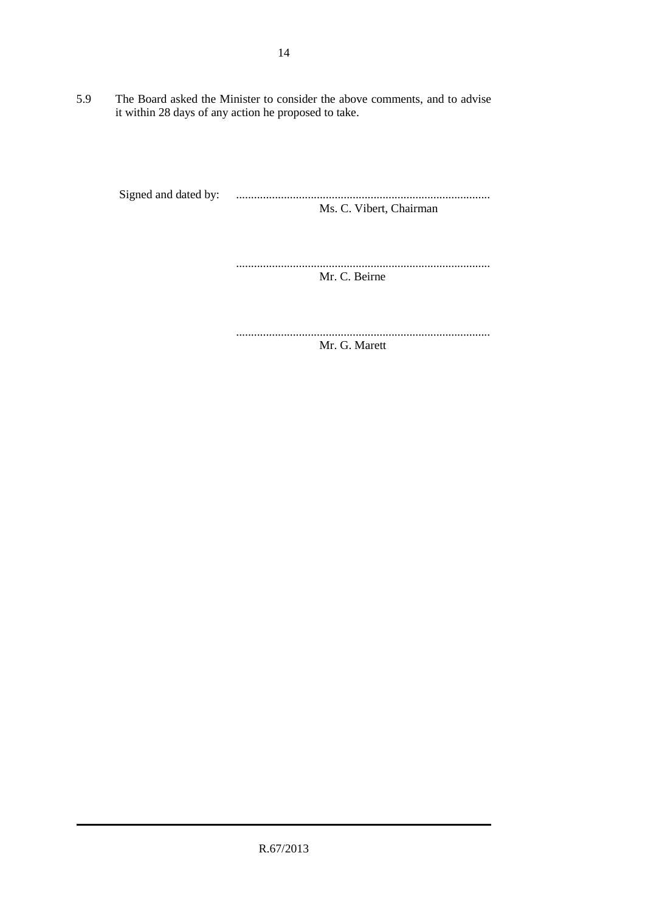5.9 The Board asked the Minister to consider the above comments, and to advise it within 28 days of any action he proposed to take.

Signed and dated by: .....................................................................................

Ms. C. Vibert, Chairman

.....................................................................................

Mr. C. Beirne

.....................................................................................

Mr. G. Marett

R.67/2013